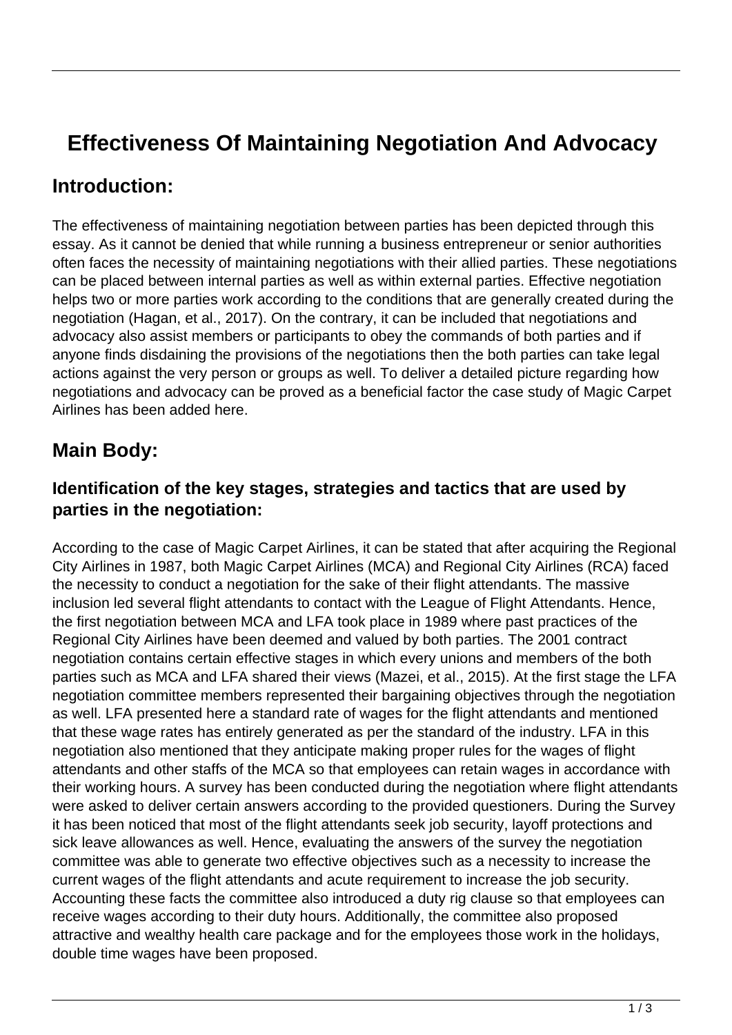# Effectiveness Of Maintaining Negotiation And Advocacy

## Introduction:

The effectiveness of maintaining negotiation between parties has been depicted through this essay. As it cannot be denied that while running a business entrepreneur or senior authorities often faces the necessity of maintaining negotiations with their allied parties. These negotiations can be placed between internal parties as well as within external parties. Effective negotiation helps two or more parties work according to the conditions that are generally created during the negotiation (Hagan, et al., 2017). On the contrary, it can be included that negotiations and advocacy also assist members or participants to obey the commands of both parties and if anyone finds disdaining the provisions of the negotiations then the both parties can take legal actions against the very person or groups as well. To deliver a detailed picture regarding how negotiations and advocacy can be proved as a beneficial factor the case study of Magic Carpet Airlines has been added here.

## Main Body:

### Identification of the key stages, strategies and tactics that are used by parties in the negotiation:

According to the case of Magic Carpet Airlines, it can be stated that after acquiring the Regional City Airlines in 1987, both Magic Carpet Airlines (MCA) and Regional City Airlines (RCA) faced the necessity to conduct a negotiation for the sake of their flight attendants. The massive inclusion led several flight attendants to contact with the League of Flight Attendants. Hence, the first negotiation between MCA and LFA took place in 1989 where past practices of the Regional City Airlines have been deemed and valued by both parties. The 2001 contract negotiation contains certain effective stages in which every unions and members of the both parties such as MCA and LFA shared their views (Mazei, et al., 2015). At the first stage the LFA negotiation committee members represented their bargaining objectives through the negotiation as well. LFA presented here a standard rate of wages for the flight attendants and mentioned that these wage rates has entirely generated as per the standard of the industry. LFA in this negotiation also mentioned that they anticipate making proper rules for the wages of flight attendants and other staffs of the MCA so that employees can retain wages in accordance with their working hours. A survey has been conducted during the negotiation where flight attendants were asked to deliver certain answers according to the provided questioners. During the Survey it has been noticed that most of the flight attendants seek job security, layoff protections and sick leave allowances as well. Hence, evaluating the answers of the survey the negotiation committee was able to generate two effective objectives such as a necessity to increase the current wages of the flight attendants and acute requirement to increase the job security. Accounting these facts the committee also introduced a duty rig clause so that employees can receive wages according to their duty hours. Additionally, the committee also proposed attractive and wealthy health care package and for the employees those work in the holidays, double time wages have been proposed.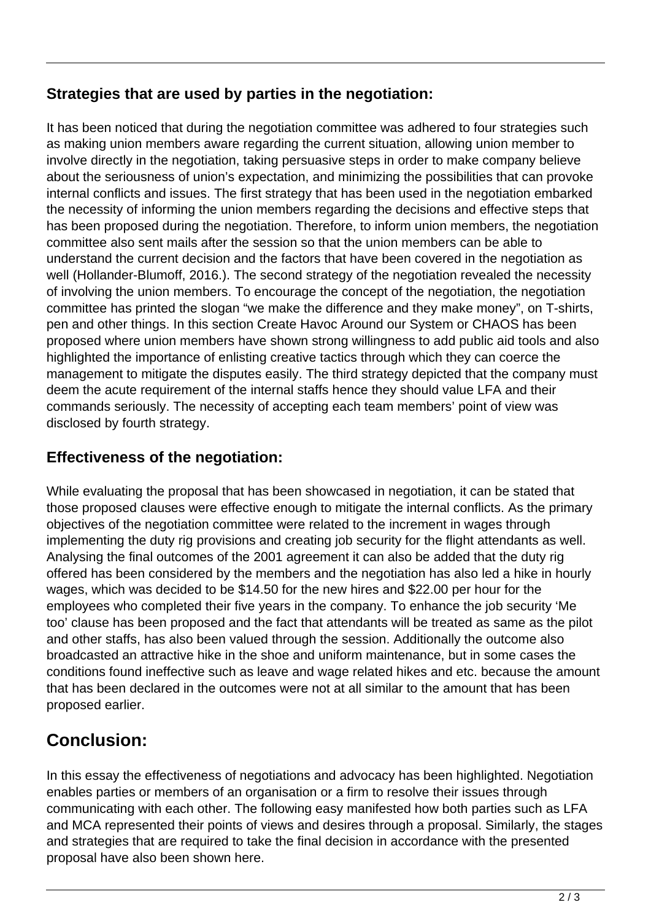### Strategies that are used by parties in the negotiation:

It has been noticed that during the negotiation committee was adhered to four strategies such as making union members aware regarding the current situation, allowing union member to involve directly in the negotiation, taking persuasive steps in order to make company believe about the seriousness of union's expectation, and minimizing the possibilities that can provoke internal conflicts and issues. The first strategy that has been used in the negotiation embarked the necessity of informing the union members regarding the decisions and effective steps that has been proposed during the negotiation. Therefore, to inform union members, the negotiation committee also sent mails after the session so that the union members can be able to understand the current decision and the factors that have been covered in the negotiation as well (Hollander-Blumoff, 2016.). The second strategy of the negotiation revealed the necessity of involving the union members. To encourage the concept of the negotiation, the negotiation committee has printed the slogan "we make the difference and they make money", on T-shirts, pen and other things. In this section Create Havoc Around our System or CHAOS has been proposed where union members have shown strong willingness to add public aid tools and also highlighted the importance of enlisting creative tactics through which they can coerce the management to mitigate the disputes easily. The third strategy depicted that the company must deem the acute requirement of the internal staffs hence they should value LFA and their commands seriously. The necessity of accepting each team members' point of view was disclosed by fourth strategy.

### Effectiveness of the negotiation:

While evaluating the proposal that has been showcased in negotiation, it can be stated that those proposed clauses were effective enough to mitigate the internal conflicts. As the primary objectives of the negotiation committee were related to the increment in wages through implementing the duty rig provisions and creating job security for the flight attendants as well. Analysing the final outcomes of the 2001 agreement it can also be added that the duty rig offered has been considered by the members and the negotiation has also led a hike in hourly wages, which was decided to be $14.50 for the new hires and $22.00 per hour for the employees who completed their five years in the company. To enhance the job security 'Me too' clause has been proposed and the fact that attendants will be treated as same as the pilot and other staffs, has also been valued through the session. Additionally the outcome also broadcasted an attractive hike in the shoe and uniform maintenance, but in some cases the conditions found ineffective such as leave and wage related hikes and etc. because the amount that has been declared in the outcomes were not at all similar to the amount that has been proposed earlier.

## Conclusion:

In this essay the effectiveness of negotiations and advocacy has been highlighted. Negotiation enables parties or members of an organisation or a firm to resolve their issues through communicating with each other. The following easy manifested how both parties such as LFA and MCA represented their points of views and desires through a proposal. Similarly, the stages and strategies that are required to take the final decision in accordance with the presented proposal have also been shown here.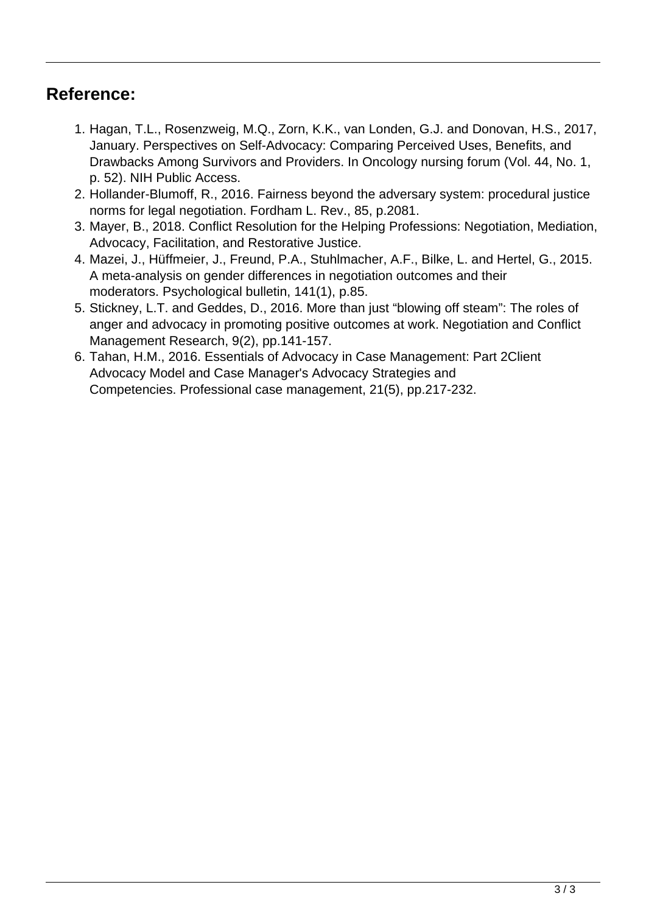## Reference:

1. Hagan, T.L., Rosenzweig, M.Q., Zorn, K.K., van Londen, G.J. and Donovan, H.S., 2017, January. Perspectives on Self-Advocacy: Comparing Perceived Uses, Benefits, and Drawbacks Among Survivors and Providers. In Oncology nursing forum (Vol. 44, No. 1, p. 52). NIH Public Access.
2. Hollander-Blumoff, R., 2016. Fairness beyond the adversary system: procedural justice norms for legal negotiation. Fordham L. Rev., 85, p.2081.
3. Mayer, B., 2018. Conflict Resolution for the Helping Professions: Negotiation, Mediation, Advocacy, Facilitation, and Restorative Justice.
4. Mazei, J., Hüffmeier, J., Freund, P.A., Stuhlmacher, A.F., Bilke, L. and Hertel, G., 2015. A meta-analysis on gender differences in negotiation outcomes and their moderators. Psychological bulletin, 141(1), p.85.
5. Stickney, L.T. and Geddes, D., 2016. More than just "blowing off steam": The roles of anger and advocacy in promoting positive outcomes at work. Negotiation and Conflict Management Research, 9(2), pp.141-157.
6. Tahan, H.M., 2016. Essentials of Advocacy in Case Management: Part 2Client Advocacy Model and Case Manager's Advocacy Strategies and Competencies. Professional case management, 21(5), pp.217-232.